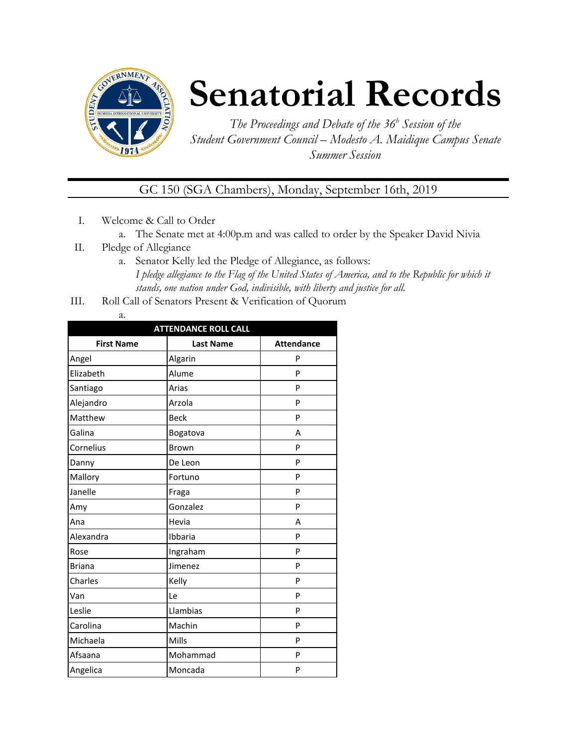# Senatorial Records

*The Proceedings and Debate of the 36[b] Session of the Student Government Council – Modesto A. Maidique Campus Senate Summer Session*

GC 150 (SGA Chambers), Monday, September 16th, 2019

I. Welcome & Call to Order
   a. The Senate met at 4:00p.m and was called to order by the Speaker David Nivia

II. Pledge of Allegiance
   a. Senator Kelly led the Pledge of Allegiance, as follows:
   *I pledge allegiance to the Flag of the United States of America, and to the Republic for which it stands, one nation under God, indivisible, with liberty and justice for all.*

III. Roll Call of Senators Present & Verification of Quorum
   a.

| ATTENDANCE ROLL CALL | | |
|---|---|---|
| **First Name** | **Last Name** | **Attendance** |
| Angel | Algarin | P |
| Elizabeth | Alume | P |
| Santiago | Arias | P |
| Alejandro | Arzola | P |
| Matthew | Beck | P |
| Galina | Bogatova | A |
| Cornelius | Brown | P |
| Danny | De Leon | P |
| Mallory | Fortuno | P |
| Janelle | Fraga | P |
| Amy | Gonzalez | P |
| Ana | Hevia | A |
| Alexandra | Ibbaria | P |
| Rose | Ingraham | P |
| Briana | Jimenez | P |
| Charles | Kelly | P |
| Van | Le | P |
| Leslie | Llambias | P |
| Carolina | Machin | P |
| Michaela | Mills | P |
| Afsaana | Mohammad | P |
| Angelica | Moncada | P |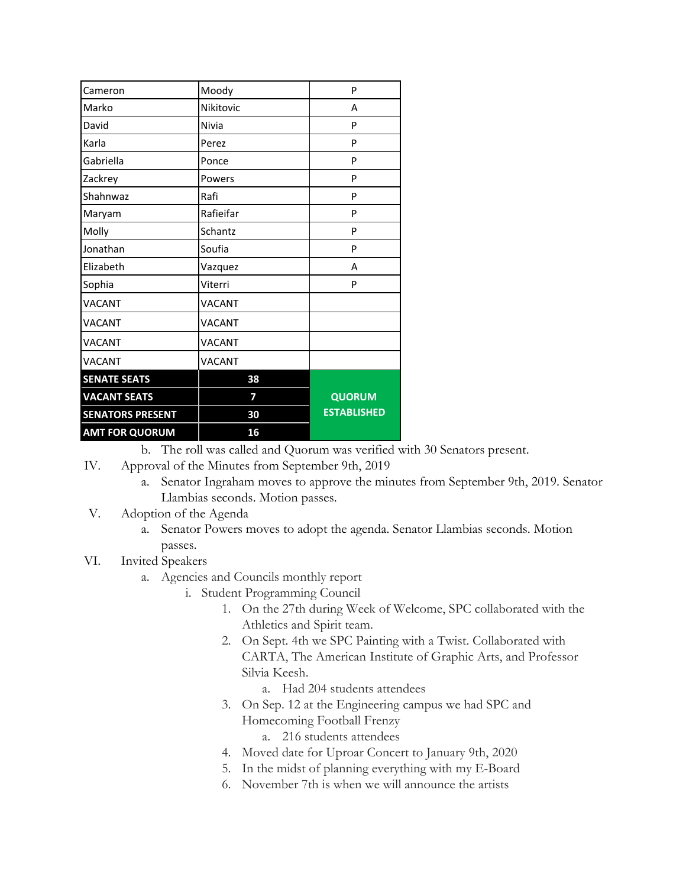| Cameron | Moody | P |
|---|---|---|
| Marko | Nikitovic | A |
| David | Nivia | P |
| Karla | Perez | P |
| Gabriella | Ponce | P |
| Zackrey | Powers | P |
| Shahnwaz | Rafi | P |
| Maryam | Rafieifar | P |
| Molly | Schantz | P |
| Jonathan | Soufia | P |
| Elizabeth | Vazquez | A |
| Sophia | Viterri | P |
| VACANT | VACANT | |
| VACANT | VACANT | |
| VACANT | VACANT | |
| VACANT | VACANT | |
| **SENATE SEATS** | **38** | **QUORUM ESTABLISHED** |
| **VACANT SEATS** | **7** | |
| **SENATORS PRESENT** | **30** | |
| **AMT FOR QUORUM** | **16** | |

b. The roll was called and Quorum was verified with 30 Senators present.

IV. Approval of the Minutes from September 9th, 2019
   a. Senator Ingraham moves to approve the minutes from September 9th, 2019. Senator Llambias seconds. Motion passes.

V. Adoption of the Agenda
   a. Senator Powers moves to adopt the agenda. Senator Llambias seconds. Motion passes.

VI. Invited Speakers
   a. Agencies and Councils monthly report
      i. Student Programming Council
         1. On the 27th during Week of Welcome, SPC collaborated with the Athletics and Spirit team.
         2. On Sept. 4th we SPC Painting with a Twist. Collaborated with CARTA, The American Institute of Graphic Arts, and Professor Silvia Keesh.
            a. Had 204 students attendees
         3. On Sep. 12 at the Engineering campus we had SPC and Homecoming Football Frenzy
            a. 216 students attendees
         4. Moved date for Uproar Concert to January 9th, 2020
         5. In the midst of planning everything with my E-Board
         6. November 7th is when we will announce the artists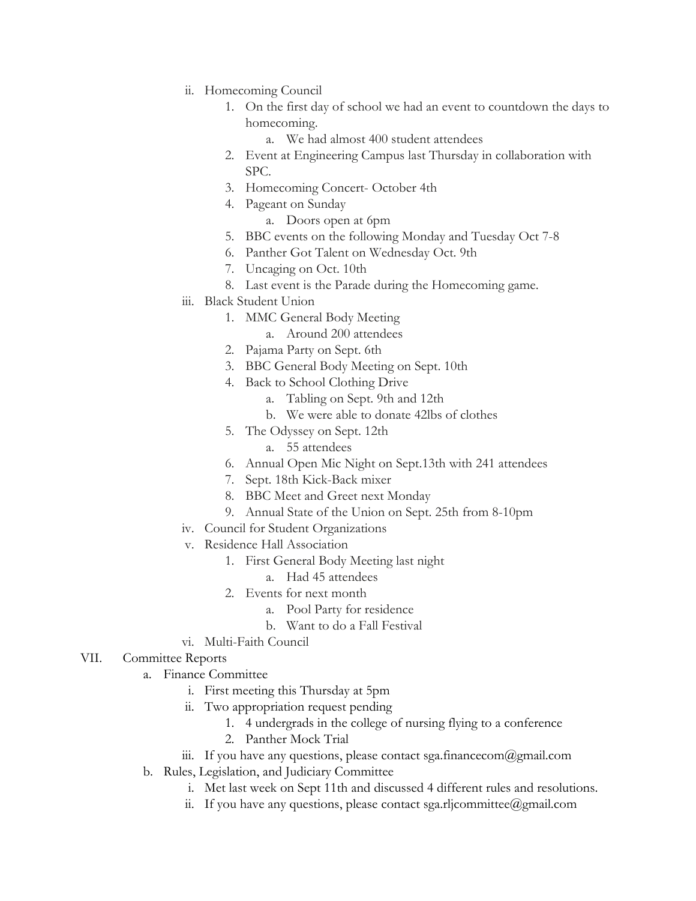- ii. Homecoming Council
    1. On the first day of school we had an event to countdown the days to homecoming.
        - a. We had almost 400 student attendees
    2. Event at Engineering Campus last Thursday in collaboration with SPC.
    3. Homecoming Concert- October 4th
    4. Pageant on Sunday
        - a. Doors open at 6pm
    5. BBC events on the following Monday and Tuesday Oct 7-8
    6. Panther Got Talent on Wednesday Oct. 9th
    7. Uncaging on Oct. 10th
    8. Last event is the Parade during the Homecoming game.
- iii. Black Student Union
    1. MMC General Body Meeting
        - a. Around 200 attendees
    2. Pajama Party on Sept. 6th
    3. BBC General Body Meeting on Sept. 10th
    4. Back to School Clothing Drive
        - a. Tabling on Sept. 9th and 12th
        - b. We were able to donate 42lbs of clothes
    5. The Odyssey on Sept. 12th
        - a. 55 attendees
    6. Annual Open Mic Night on Sept.13th with 241 attendees
    7. Sept. 18th Kick-Back mixer
    8. BBC Meet and Greet next Monday
    9. Annual State of the Union on Sept. 25th from 8-10pm
- iv. Council for Student Organizations
- v. Residence Hall Association
    1. First General Body Meeting last night
        - a. Had 45 attendees
    2. Events for next month
        - a. Pool Party for residence
        - b. Want to do a Fall Festival
- vi. Multi-Faith Council

VII. Committee Reports

- a. Finance Committee
    - i. First meeting this Thursday at 5pm
    - ii. Two appropriation request pending
        1. 4 undergrads in the college of nursing flying to a conference
        2. Panther Mock Trial
    - iii. If you have any questions, please contact sga.financecom@gmail.com
- b. Rules, Legislation, and Judiciary Committee
    - i. Met last week on Sept 11th and discussed 4 different rules and resolutions.
    - ii. If you have any questions, please contact sga.rljcommittee@gmail.com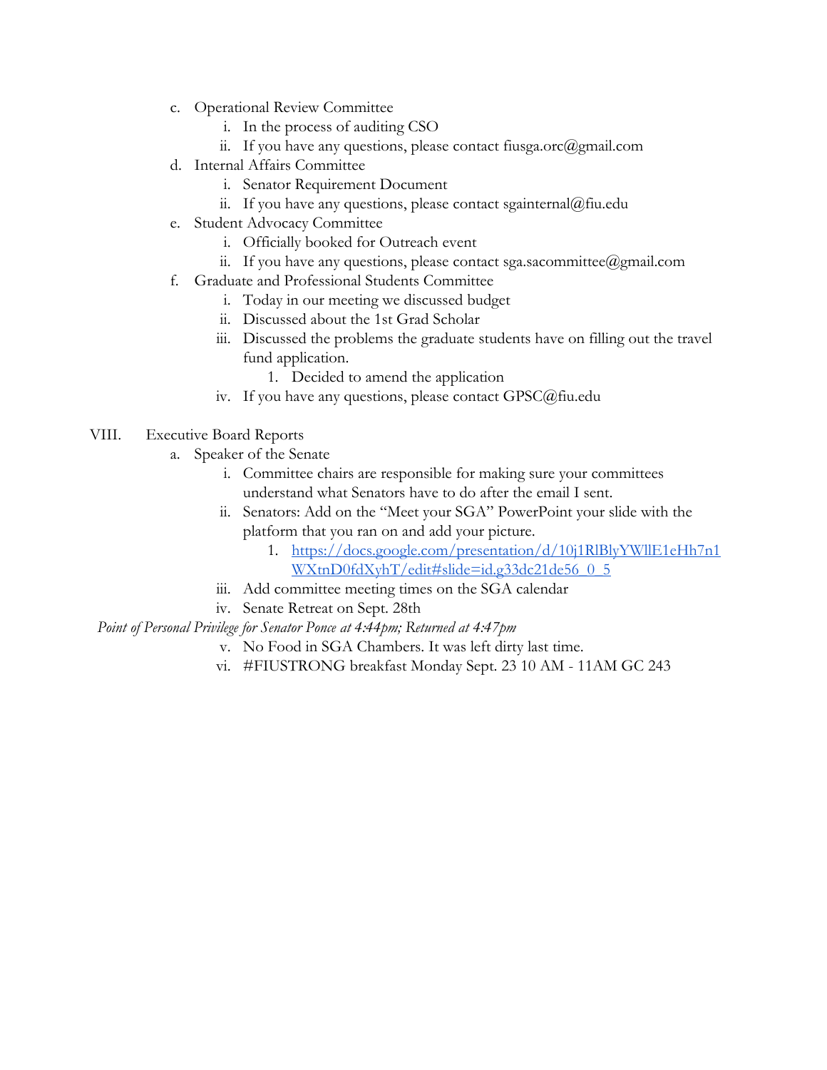c. Operational Review Committee
   i. In the process of auditing CSO
   ii. If you have any questions, please contact fiusga.orc@gmail.com
d. Internal Affairs Committee
   i. Senator Requirement Document
   ii. If you have any questions, please contact sgainternal@fiu.edu
e. Student Advocacy Committee
   i. Officially booked for Outreach event
   ii. If you have any questions, please contact sga.sacommittee@gmail.com
f. Graduate and Professional Students Committee
   i. Today in our meeting we discussed budget
   ii. Discussed about the 1st Grad Scholar
   iii. Discussed the problems the graduate students have on filling out the travel fund application.
      1. Decided to amend the application
   iv. If you have any questions, please contact GPSC@fiu.edu

VIII. Executive Board Reports
   a. Speaker of the Senate
      i. Committee chairs are responsible for making sure your committees understand what Senators have to do after the email I sent.
      ii. Senators: Add on the "Meet your SGA" PowerPoint your slide with the platform that you ran on and add your picture.
         1. [https://docs.google.com/presentation/d/10j1RlBlyYWllE1eHh7n1WXtnD0fdXyhT/edit#slide=id.g33dc21de56_0_5](https://docs.google.com/presentation/d/10j1RlBlyYWllE1eHh7n1WXtnD0fdXyhT/edit#slide=id.g33dc21de56_0_5)
      iii. Add committee meeting times on the SGA calendar
      iv. Senate Retreat on Sept. 28th

*Point of Personal Privilege for Senator Ponce at 4:44pm; Returned at 4:47pm*

      v. No Food in SGA Chambers. It was left dirty last time.
      vi. #FIUSTRONG breakfast Monday Sept. 23 10 AM - 11AM GC 243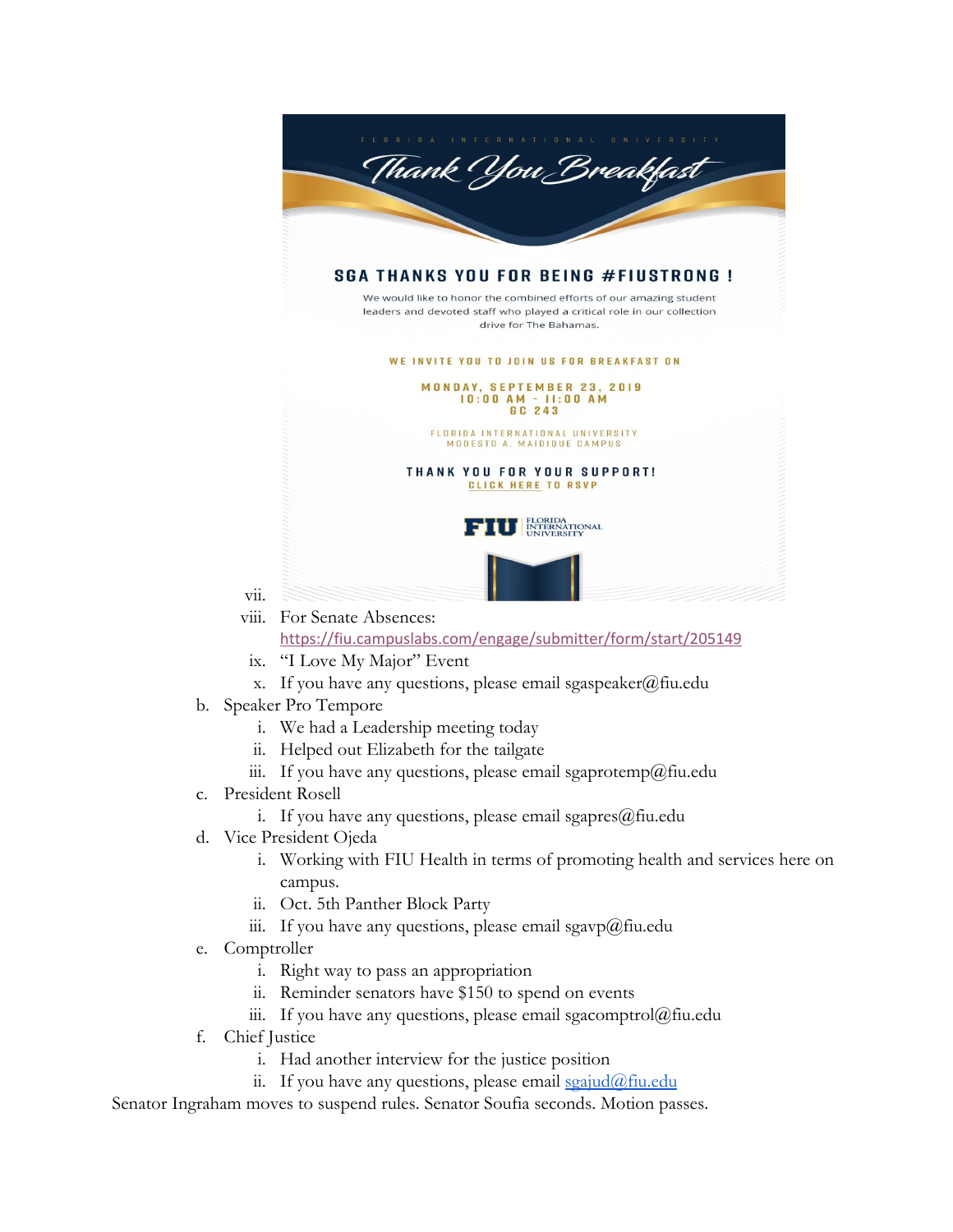FLORIDA INTERNATIONAL UNIVERSITY

Thank You Breakfast

SGA THANKS YOU FOR BEING #FIUSTRONG !

We would like to honor the combined efforts of our amazing student leaders and devoted staff who played a critical role in our collection drive for The Bahamas.

WE INVITE YOU TO JOIN US FOR BREAKFAST ON

MONDAY, SEPTEMBER 23, 2019
10:00 AM - 11:00 AM
GC 243

FLORIDA INTERNATIONAL UNIVERSITY
MODESTO A. MAIDIQUE CAMPUS

THANK YOU FOR YOUR SUPPORT!
CLICK HERE TO RSVP

FIU FLORIDA INTERNATIONAL UNIVERSITY

vii.

viii. For Senate Absences: https://fiu.campuslabs.com/engage/submitter/form/start/205149

ix. "I Love My Major" Event

x. If you have any questions, please email sgaspeaker@fiu.edu

b. Speaker Pro Tempore
   i. We had a Leadership meeting today
   ii. Helped out Elizabeth for the tailgate
   iii. If you have any questions, please email sgaprotemp@fiu.edu

c. President Rosell
   i. If you have any questions, please email sgapres@fiu.edu

d. Vice President Ojeda
   i. Working with FIU Health in terms of promoting health and services here on campus.
   ii. Oct. 5th Panther Block Party
   iii. If you have any questions, please email sgavp@fiu.edu

e. Comptroller
   i. Right way to pass an appropriation
   ii. Reminder senators have $150 to spend on events
   iii. If you have any questions, please email sgacomptrol@fiu.edu

f. Chief Justice
   i. Had another interview for the justice position
   ii. If you have any questions, please email sgajud@fiu.edu

Senator Ingraham moves to suspend rules. Senator Soufia seconds. Motion passes.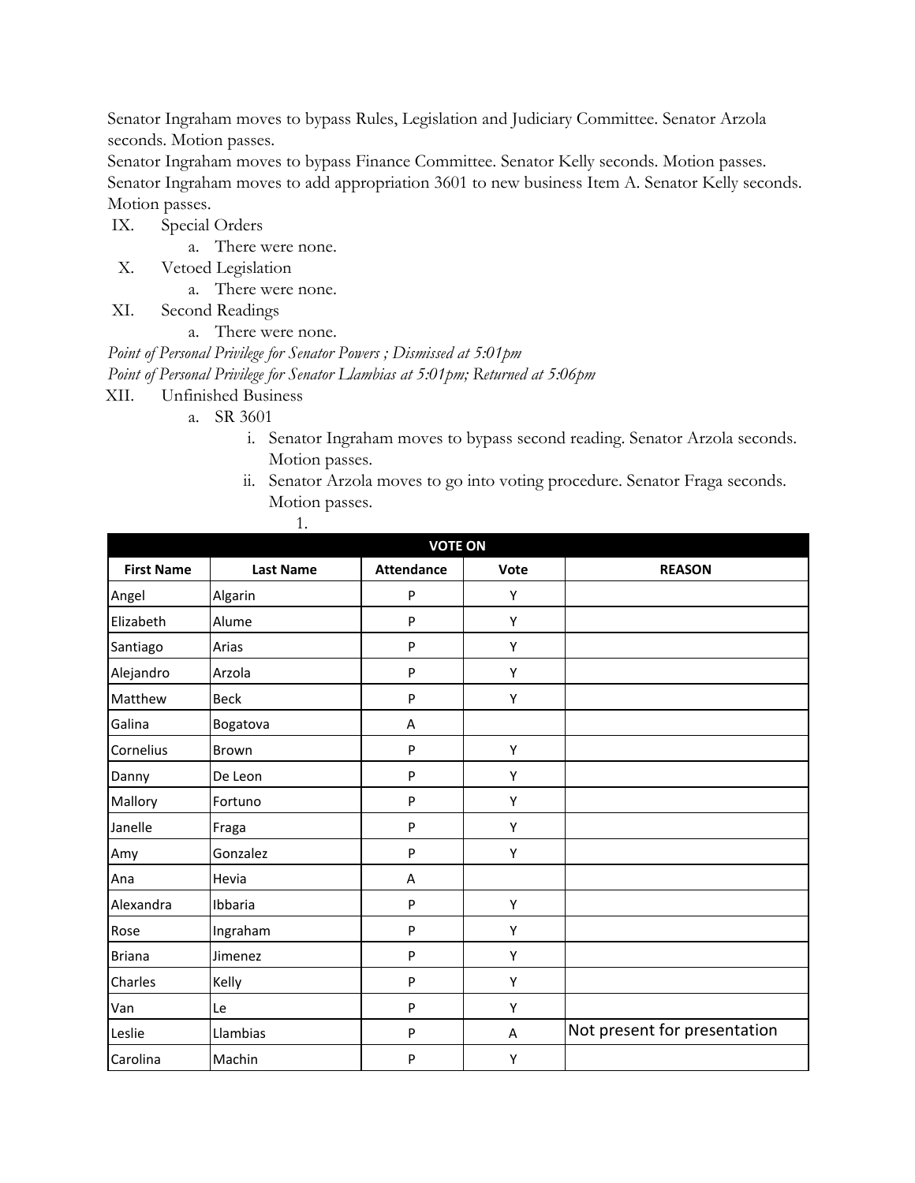Senator Ingraham moves to bypass Rules, Legislation and Judiciary Committee. Senator Arzola seconds. Motion passes.

Senator Ingraham moves to bypass Finance Committee. Senator Kelly seconds. Motion passes.

Senator Ingraham moves to add appropriation 3601 to new business Item A. Senator Kelly seconds. Motion passes.

IX. Special Orders
    a. There were none.

X. Vetoed Legislation
    a. There were none.

XI. Second Readings
    a. There were none.

*Point of Personal Privilege for Senator Powers ; Dismissed at 5:01pm*

*Point of Personal Privilege for Senator Llambias at 5:01pm; Returned at 5:06pm*

XII. Unfinished Business
    a. SR 3601
        i. Senator Ingraham moves to bypass second reading. Senator Arzola seconds. Motion passes.
        ii. Senator Arzola moves to go into voting procedure. Senator Fraga seconds. Motion passes.
            1.

| VOTE ON | | | | |
|---|---|---|---|---|
| **First Name** | **Last Name** | **Attendance** | **Vote** | **REASON** |
| Angel | Algarin | P | Y | |
| Elizabeth | Alume | P | Y | |
| Santiago | Arias | P | Y | |
| Alejandro | Arzola | P | Y | |
| Matthew | Beck | P | Y | |
| Galina | Bogatova | A | | |
| Cornelius | Brown | P | Y | |
| Danny | De Leon | P | Y | |
| Mallory | Fortuno | P | Y | |
| Janelle | Fraga | P | Y | |
| Amy | Gonzalez | P | Y | |
| Ana | Hevia | A | | |
| Alexandra | Ibbaria | P | Y | |
| Rose | Ingraham | P | Y | |
| Briana | Jimenez | P | Y | |
| Charles | Kelly | P | Y | |
| Van | Le | P | Y | |
| Leslie | Llambias | P | A | Not present for presentation |
| Carolina | Machin | P | Y | |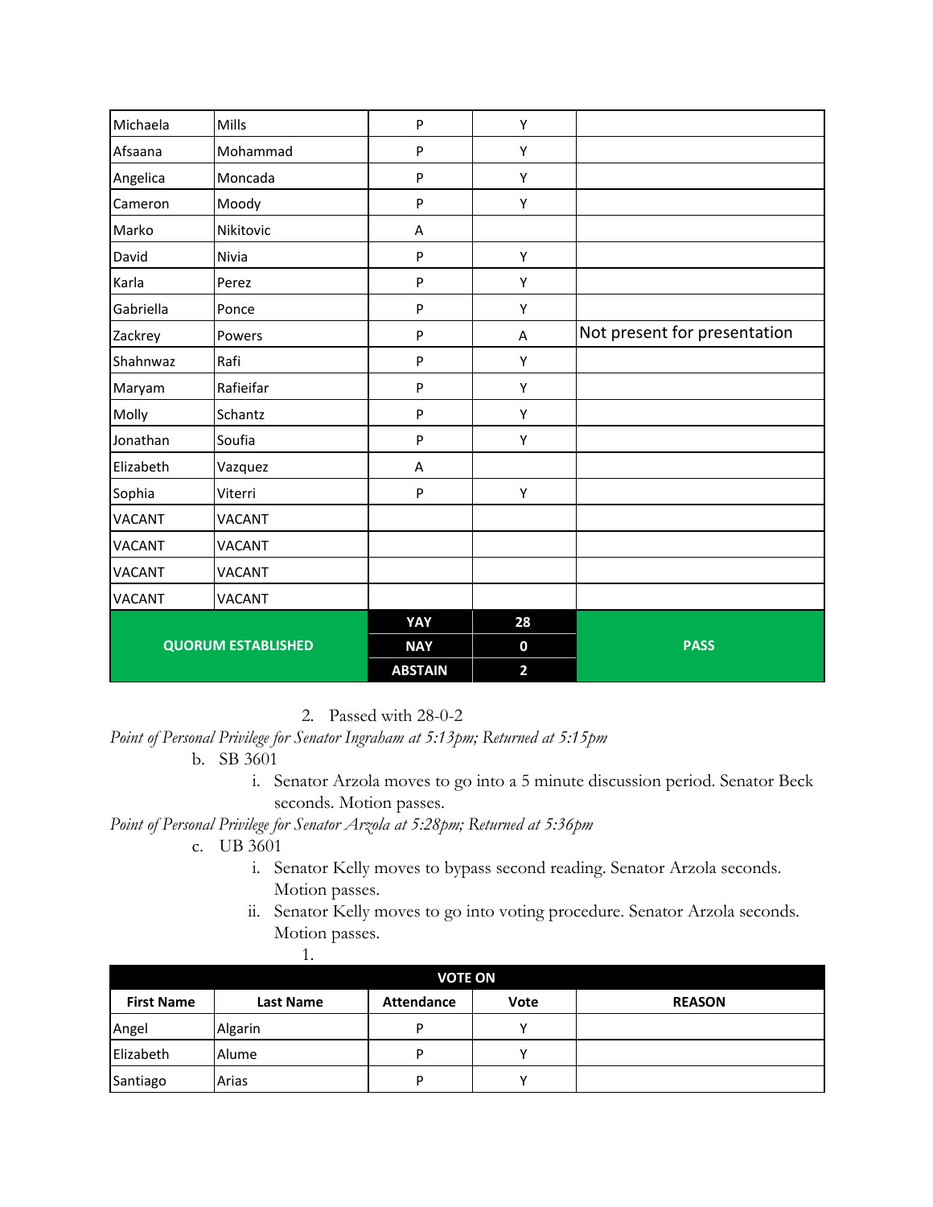| | | | | |
|---|---|---|---|---|
| Michaela | Mills | P | Y | |
| Afsaana | Mohammad | P | Y | |
| Angelica | Moncada | P | Y | |
| Cameron | Moody | P | Y | |
| Marko | Nikitovic | A | | |
| David | Nivia | P | Y | |
| Karla | Perez | P | Y | |
| Gabriella | Ponce | P | Y | |
| Zackrey | Powers | P | A | Not present for presentation |
| Shahnwaz | Rafi | P | Y | |
| Maryam | Rafieifar | P | Y | |
| Molly | Schantz | P | Y | |
| Jonathan | Soufia | P | Y | |
| Elizabeth | Vazquez | A | | |
| Sophia | Viterri | P | Y | |
| VACANT | VACANT | | | |
| VACANT | VACANT | | | |
| VACANT | VACANT | | | |
| VACANT | VACANT | | | |
| **QUORUM ESTABLISHED** | | **YAY** | **28** | **PASS** |
| | | **NAY** | **0** | |
| | | **ABSTAIN** | **2** | |

2. Passed with 28-0-2

*Point of Personal Privilege for Senator Ingraham at 5:13pm; Returned at 5:15pm*

b. SB 3601
   i. Senator Arzola moves to go into a 5 minute discussion period. Senator Beck seconds. Motion passes.

*Point of Personal Privilege for Senator Arzola at 5:28pm; Returned at 5:36pm*

c. UB 3601
   i. Senator Kelly moves to bypass second reading. Senator Arzola seconds. Motion passes.
   ii. Senator Kelly moves to go into voting procedure. Senator Arzola seconds. Motion passes.
      1.

| VOTE ON | | | | |
|---|---|---|---|---|
| **First Name** | **Last Name** | **Attendance** | **Vote** | **REASON** |
| Angel | Algarin | P | Y | |
| Elizabeth | Alume | P | Y | |
| Santiago | Arias | P | Y | |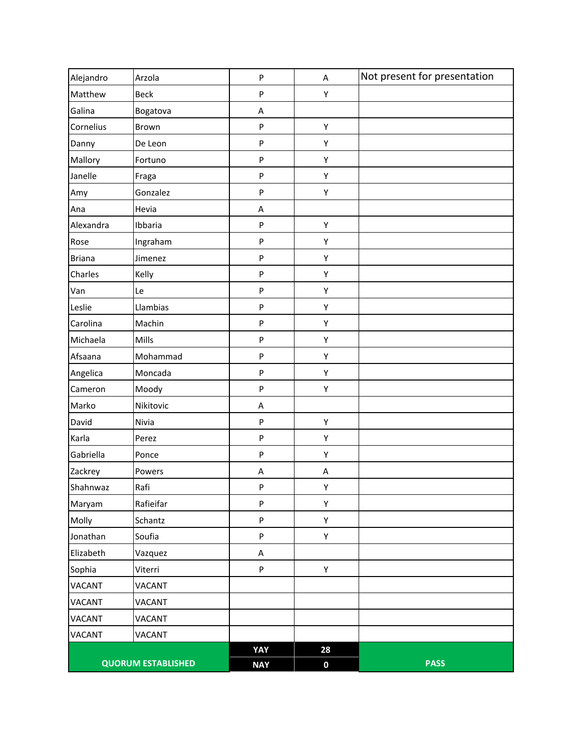| | | | | |
|---|---|---|---|---|
| Alejandro | Arzola | P | A | Not present for presentation |
| Matthew | Beck | P | Y | |
| Galina | Bogatova | A | | |
| Cornelius | Brown | P | Y | |
| Danny | De Leon | P | Y | |
| Mallory | Fortuno | P | Y | |
| Janelle | Fraga | P | Y | |
| Amy | Gonzalez | P | Y | |
| Ana | Hevia | A | | |
| Alexandra | Ibbaria | P | Y | |
| Rose | Ingraham | P | Y | |
| Briana | Jimenez | P | Y | |
| Charles | Kelly | P | Y | |
| Van | Le | P | Y | |
| Leslie | Llambias | P | Y | |
| Carolina | Machin | P | Y | |
| Michaela | Mills | P | Y | |
| Afsaana | Mohammad | P | Y | |
| Angelica | Moncada | P | Y | |
| Cameron | Moody | P | Y | |
| Marko | Nikitovic | A | | |
| David | Nivia | P | Y | |
| Karla | Perez | P | Y | |
| Gabriella | Ponce | P | Y | |
| Zackrey | Powers | A | A | |
| Shahnwaz | Rafi | P | Y | |
| Maryam | Rafieifar | P | Y | |
| Molly | Schantz | P | Y | |
| Jonathan | Soufia | P | Y | |
| Elizabeth | Vazquez | A | | |
| Sophia | Viterri | P | Y | |
| VACANT | VACANT | | | |
| VACANT | VACANT | | | |
| VACANT | VACANT | | | |
| VACANT | VACANT | | | |
| **QUORUM ESTABLISHED** | | **YAY** | **28** | **PASS** |
| | | **NAY** | **0** | |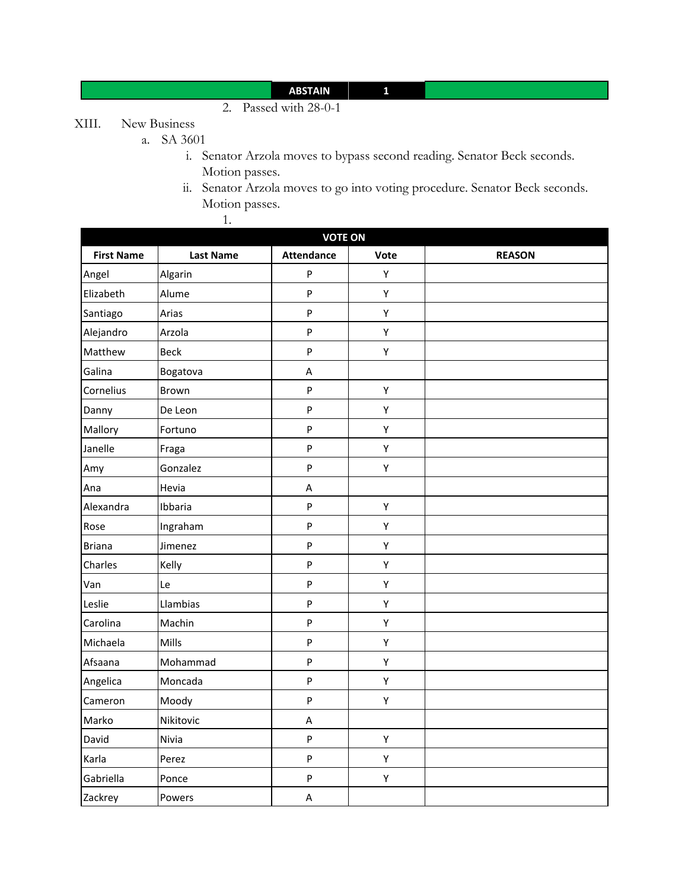| | ABSTAIN | 1 | |
|---|---|---|---|

2. Passed with 28-0-1

XIII. New Business

a. SA 3601

i. Senator Arzola moves to bypass second reading. Senator Beck seconds. Motion passes.

ii. Senator Arzola moves to go into voting procedure. Senator Beck seconds. Motion passes.

1.

| VOTE ON | | | | |
|---|---|---|---|---|
| **First Name** | **Last Name** | **Attendance** | **Vote** | **REASON** |
| Angel | Algarin | P | Y | |
| Elizabeth | Alume | P | Y | |
| Santiago | Arias | P | Y | |
| Alejandro | Arzola | P | Y | |
| Matthew | Beck | P | Y | |
| Galina | Bogatova | A | | |
| Cornelius | Brown | P | Y | |
| Danny | De Leon | P | Y | |
| Mallory | Fortuno | P | Y | |
| Janelle | Fraga | P | Y | |
| Amy | Gonzalez | P | Y | |
| Ana | Hevia | A | | |
| Alexandra | Ibbaria | P | Y | |
| Rose | Ingraham | P | Y | |
| Briana | Jimenez | P | Y | |
| Charles | Kelly | P | Y | |
| Van | Le | P | Y | |
| Leslie | Llambias | P | Y | |
| Carolina | Machin | P | Y | |
| Michaela | Mills | P | Y | |
| Afsaana | Mohammad | P | Y | |
| Angelica | Moncada | P | Y | |
| Cameron | Moody | P | Y | |
| Marko | Nikitovic | A | | |
| David | Nivia | P | Y | |
| Karla | Perez | P | Y | |
| Gabriella | Ponce | P | Y | |
| Zackrey | Powers | A | | |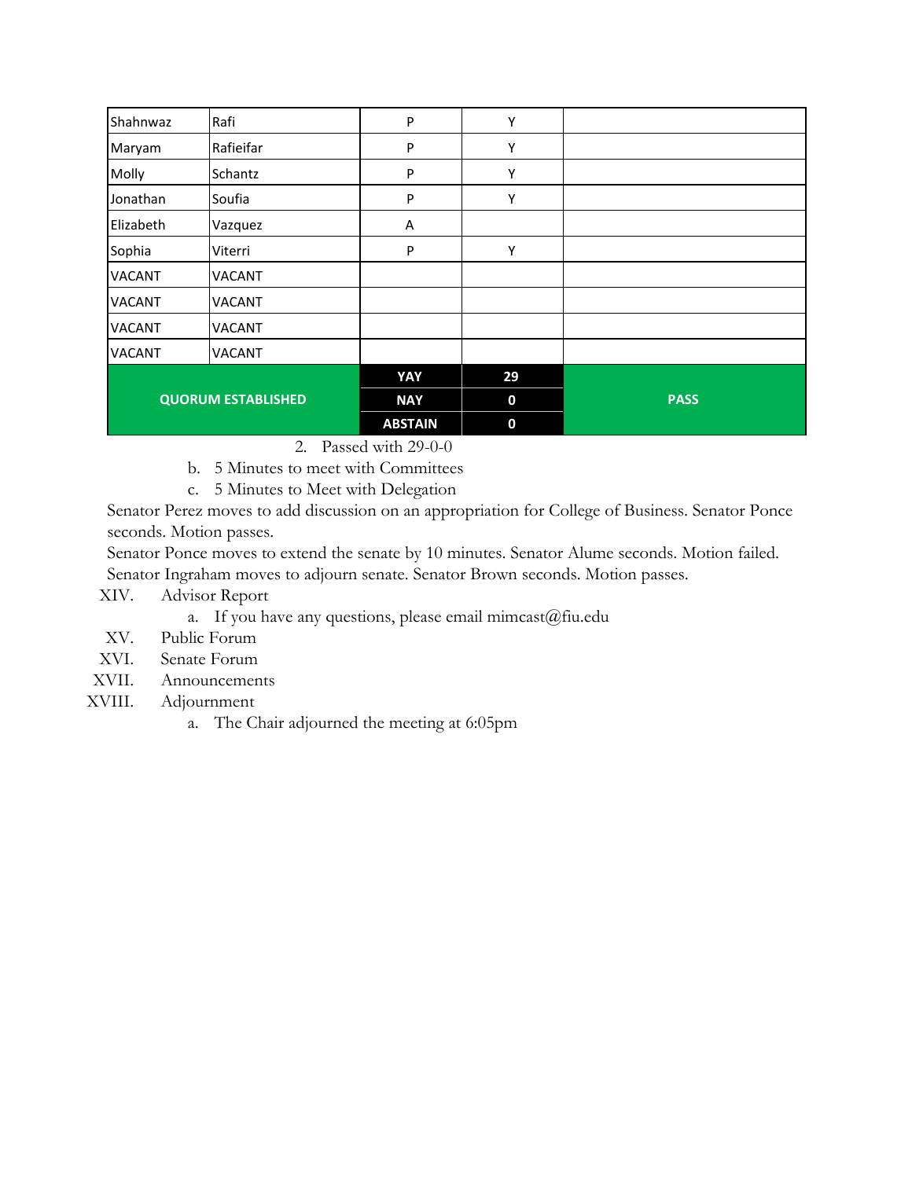| | | | | |
|---|---|---|---|---|
| Shahnwaz | Rafi | P | Y | |
| Maryam | Rafieifar | P | Y | |
| Molly | Schantz | P | Y | |
| Jonathan | Soufia | P | Y | |
| Elizabeth | Vazquez | A | | |
| Sophia | Viterri | P | Y | |
| VACANT | VACANT | | | |
| VACANT | VACANT | | | |
| VACANT | VACANT | | | |
| VACANT | VACANT | | | |
| **QUORUM ESTABLISHED** | | **YAY** | **29** | **PASS** |
| | | **NAY** | **0** | |
| | | **ABSTAIN** | **0** | |

2. Passed with 29-0-0

b. 5 Minutes to meet with Committees

c. 5 Minutes to Meet with Delegation

Senator Perez moves to add discussion on an appropriation for College of Business. Senator Ponce seconds. Motion passes.

Senator Ponce moves to extend the senate by 10 minutes. Senator Alume seconds. Motion failed.

Senator Ingraham moves to adjourn senate. Senator Brown seconds. Motion passes.

XIV. Advisor Report

a. If you have any questions, please email mimcast@fiu.edu

XV. Public Forum

XVI. Senate Forum

XVII. Announcements

XVIII. Adjournment

a. The Chair adjourned the meeting at 6:05pm